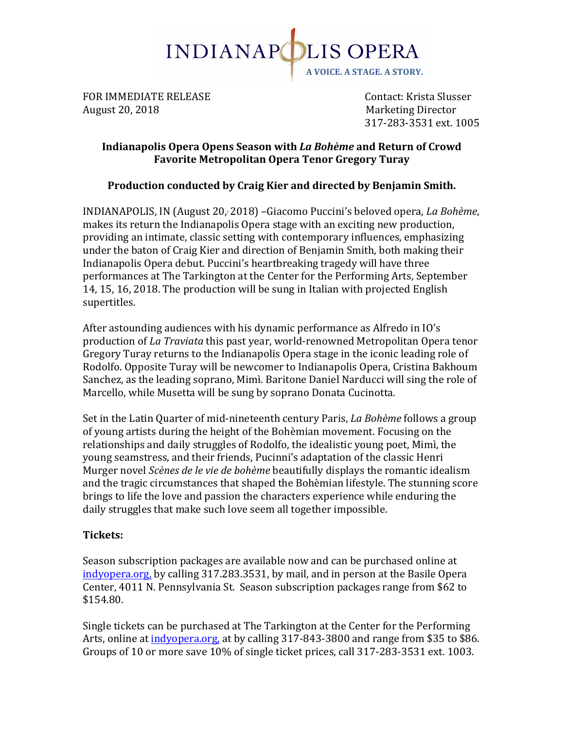INDIANAPOLIS OPERA

A VOICE. A STAGE. A STORY.

FOR IMMEDIATE RELEASE
August 20, 2018

Contact: Krista Slusser
Marketing Director
317-283-3531 ext. 1005

**Indianapolis Opera Opens Season with *La Bohème* and Return of Crowd Favorite Metropolitan Opera Tenor Gregory Turay**

**Production conducted by Craig Kier and directed by Benjamin Smith.**

INDIANAPOLIS, IN (August 20, 2018) –Giacomo Puccini's beloved opera, *La Bohème*, makes its return the Indianapolis Opera stage with an exciting new production, providing an intimate, classic setting with contemporary influences, emphasizing under the baton of Craig Kier and direction of Benjamin Smith, both making their Indianapolis Opera debut. Puccini's heartbreaking tragedy will have three performances at The Tarkington at the Center for the Performing Arts, September 14, 15, 16, 2018. The production will be sung in Italian with projected English supertitles.

After astounding audiences with his dynamic performance as Alfredo in IO's production of *La Traviata* this past year, world-renowned Metropolitan Opera tenor Gregory Turay returns to the Indianapolis Opera stage in the iconic leading role of Rodolfo. Opposite Turay will be newcomer to Indianapolis Opera, Cristina Bakhoum Sanchez, as the leading soprano, Mimì. Baritone Daniel Narducci will sing the role of Marcello, while Musetta will be sung by soprano Donata Cucinotta.

Set in the Latin Quarter of mid-nineteenth century Paris, *La Bohème* follows a group of young artists during the height of the Bohèmian movement. Focusing on the relationships and daily struggles of Rodolfo, the idealistic young poet, Mimì, the young seamstress, and their friends, Pucinni's adaptation of the classic Henri Murger novel *Scènes de le vie de bohème* beautifully displays the romantic idealism and the tragic circumstances that shaped the Bohèmian lifestyle. The stunning score brings to life the love and passion the characters experience while enduring the daily struggles that make such love seem all together impossible.

**Tickets:**

Season subscription packages are available now and can be purchased online at indyopera.org, by calling 317.283.3531, by mail, and in person at the Basile Opera Center, 4011 N. Pennsylvania St. Season subscription packages range from $62 to $154.80.

Single tickets can be purchased at The Tarkington at the Center for the Performing Arts, online at indyopera.org, at by calling 317-843-3800 and range from $35 to $86. Groups of 10 or more save 10% of single ticket prices, call 317-283-3531 ext. 1003.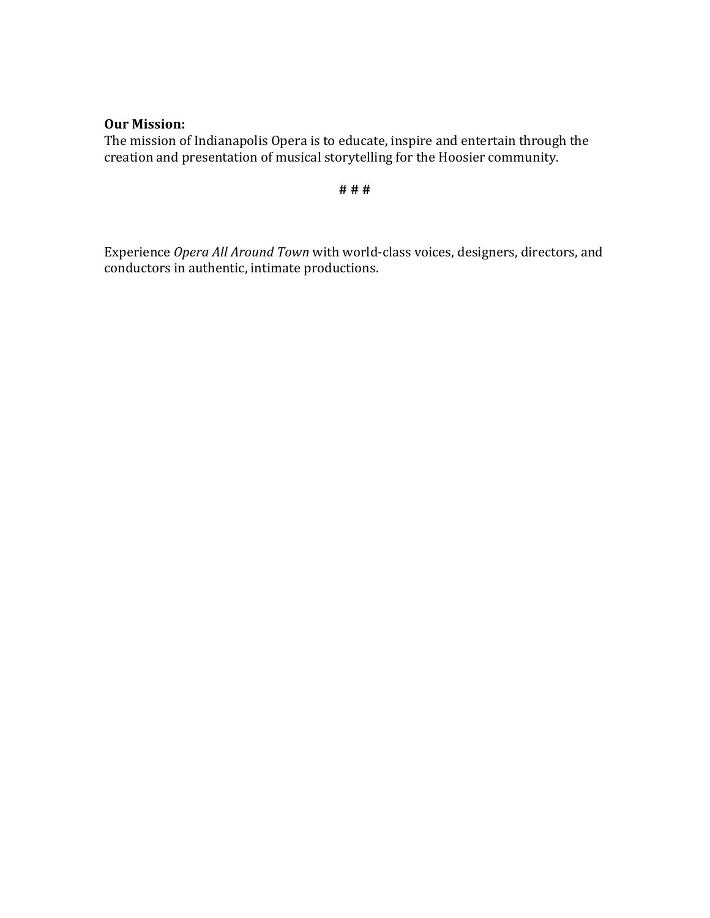**Our Mission:**
The mission of Indianapolis Opera is to educate, inspire and entertain through the creation and presentation of musical storytelling for the Hoosier community.

# # #

Experience *Opera All Around Town* with world-class voices, designers, directors, and conductors in authentic, intimate productions.